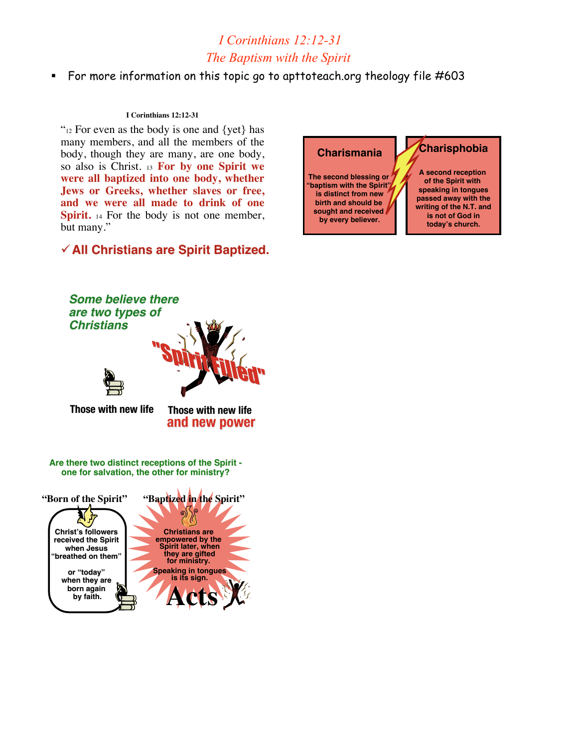# *I Corinthians 12:12-31*
## *The Baptism with the Spirit*

- For more information on this topic go to apttoteach.org theology file #603

**I Corinthians 12:12-31**

"12 For even as the body is one and {yet} has many members, and all the members of the body, though they are many, are one body, so also is Christ. 13 **For by one Spirit we were all baptized into one body, whether Jews or Greeks, whether slaves or free, and we were all made to drink of one Spirit.** 14 For the body is not one member, but many."

✓ **All Christians are Spirit Baptized.**

| **Charismania** | **Charisphobia** |
|---|---|
| **The second blessing or "baptism with the Spirit" is distinct from new birth and should be sought and received by every believer.** | **A second reception of the Spirit with speaking in tongues passed away with the writing of the N.T. and is not of God in today's church.** |

***Some believe there are two types of Christians***

"Spirit Filled"

**Those with new life**

**Those with new life and new power**

**Are there two distinct receptions of the Spirit - one for salvation, the other for ministry?**

**"Born of the Spirit"**

**Christ's followers received the Spirit when Jesus "breathed on them"**

**or "today" when they are born again by faith.**

**"Baptized in the Spirit"**

**Christians are empowered by the Spirit later, when they are gifted for ministry.**

**Speaking in tongues is its sign.**

**Acts**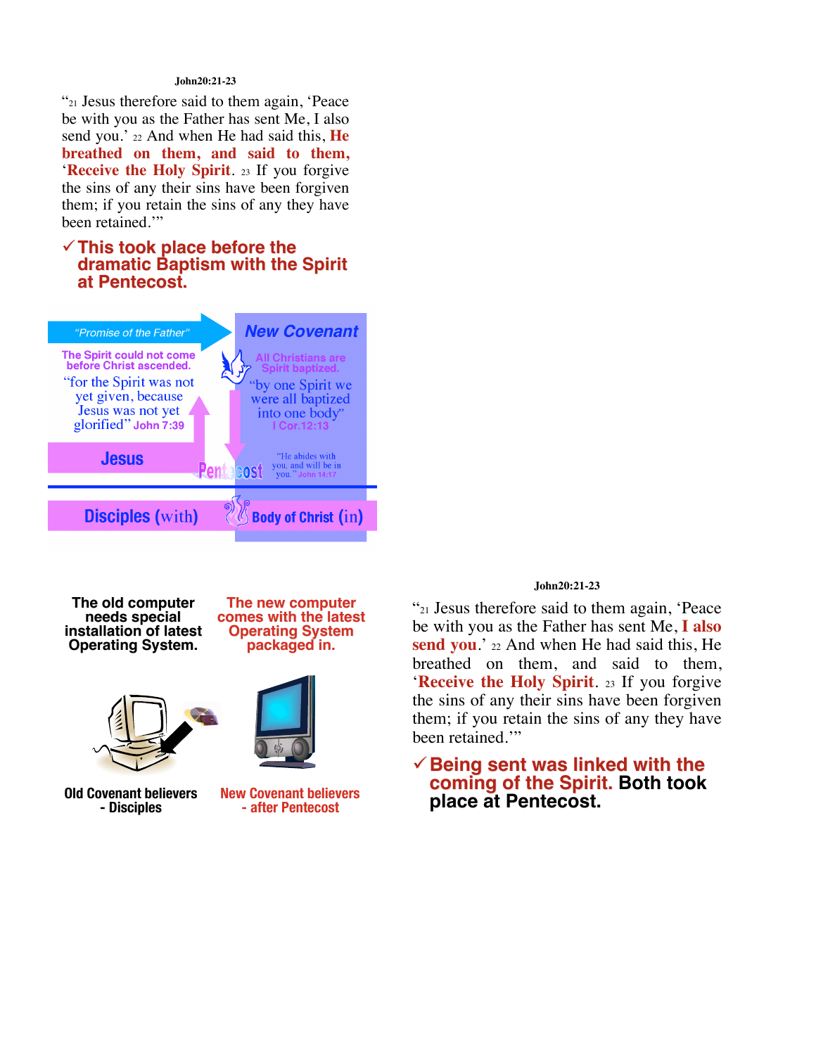**John20:21-23**

"21 Jesus therefore said to them again, 'Peace be with you as the Father has sent Me, I also send you.' 22 And when He had said this, **He breathed on them, and said to them,** '**Receive the Holy Spirit**. 23 If you forgive the sins of any their sins have been forgiven them; if you retain the sins of any they have been retained.'"

✓ **This took place before the dramatic Baptism with the Spirit at Pentecost.**

"Promise of the Father"

**New Covenant**

The Spirit could not come before Christ ascended.

"for the Spirit was not yet given, because Jesus was not yet glorified" John 7:39

All Christians are Spirit baptized.

"by one Spirit we were all baptized into one body" I Cor.12:13

Jesus

Pentecost

"He abides with you, and will be in you." John 14:17

Disciples (with)

Body of Christ (in)

**The old computer needs special installation of latest Operating System.**

**The new computer comes with the latest Operating System packaged in.**

**Old Covenant believers - Disciples**

**New Covenant believers - after Pentecost**

**John20:21-23**

"21 Jesus therefore said to them again, 'Peace be with you as the Father has sent Me, **I also send you**.' 22 And when He had said this, He breathed on them, and said to them, '**Receive the Holy Spirit**. 23 If you forgive the sins of any their sins have been forgiven them; if you retain the sins of any they have been retained.'"

✓ **Being sent was linked with the coming of the Spirit. Both took place at Pentecost.**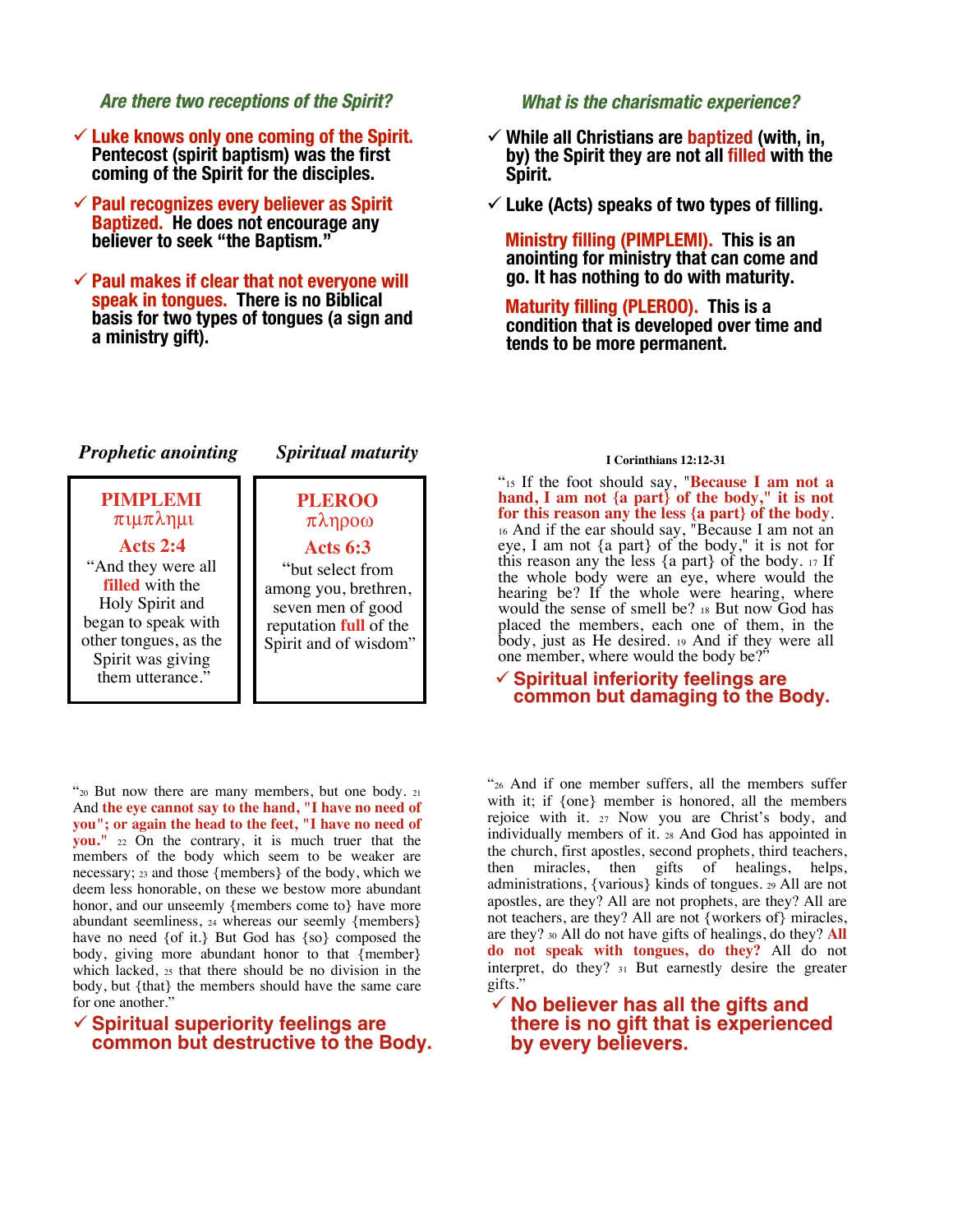### *Are there two receptions of the Spirit?*

- ✓ **Luke knows only one coming of the Spirit.** **Pentecost (spirit baptism) was the first coming of the Spirit for the disciples.**
- ✓ **Paul recognizes every believer as Spirit Baptized.** **He does not encourage any believer to seek "the Baptism."**
- ✓ **Paul makes if clear that not everyone will speak in tongues.** **There is no Biblical basis for two types of tongues (a sign and a ministry gift).**

### *What is the charismatic experience?*

- ✓ **While all Christians are baptized (with, in, by) the Spirit they are not all filled with the Spirit.**
- ✓ **Luke (Acts) speaks of two types of filling.**

**Ministry filling (PIMPLEMI).** **This is an anointing for ministry that can come and go. It has nothing to do with maturity.**

**Maturity filling (PLEROO).** **This is a condition that is developed over time and tends to be more permanent.**

| *Prophetic anointing* | *Spiritual maturity* |
|---|---|
| **PIMPLEMI** πιμπλημι | **PLEROO** πληροω |
| **Acts 2:4** | **Acts 6:3** |
| "And they were all **filled** with the Holy Spirit and began to speak with other tongues, as the Spirit was giving them utterance." | "but select from among you, brethren, seven men of good reputation **full** of the Spirit and of wisdom" |

**I Corinthians 12:12-31**

"15 If the foot should say, "**Because I am not a hand, I am not {a part} of the body," it is not for this reason any the less {a part} of the body**. 16 And if the ear should say, "Because I am not an eye, I am not {a part} of the body," it is not for this reason any the less {a part} of the body. 17 If the whole body were an eye, where would the hearing be? If the whole were hearing, where would the sense of smell be? 18 But now God has placed the members, each one of them, in the body, just as He desired. 19 And if they were all one member, where would the body be?"

- ✓ **Spiritual inferiority feelings are common but damaging to the Body.**

"20 But now there are many members, but one body. 21 And **the eye cannot say to the hand, "I have no need of you"; or again the head to the feet, "I have no need of you."** 22 On the contrary, it is much truer that the members of the body which seem to be weaker are necessary; 23 and those {members} of the body, which we deem less honorable, on these we bestow more abundant honor, and our unseemly {members come to} have more abundant seemliness, 24 whereas our seemly {members} have no need {of it.} But God has {so} composed the body, giving more abundant honor to that {member} which lacked, 25 that there should be no division in the body, but {that} the members should have the same care for one another."

- ✓ **Spiritual superiority feelings are common but destructive to the Body.**

"26 And if one member suffers, all the members suffer with it; if {one} member is honored, all the members rejoice with it. 27 Now you are Christ's body, and individually members of it. 28 And God has appointed in the church, first apostles, second prophets, third teachers, then miracles, then gifts of healings, helps, administrations, {various} kinds of tongues. 29 All are not apostles, are they? All are not prophets, are they? All are not teachers, are they? All are not {workers of} miracles, are they? 30 All do not have gifts of healings, do they? **All do not speak with tongues, do they?** All do not interpret, do they? 31 But earnestly desire the greater gifts."

- ✓ **No believer has all the gifts and there is no gift that is experienced by every believers.**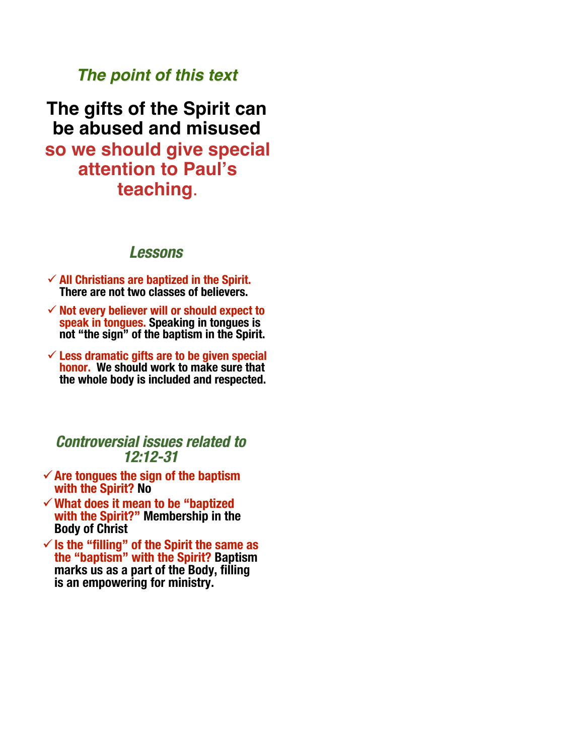## *The point of this text*

**The gifts of the Spirit can be abused and misused so we should give special attention to Paul's teaching.**

## *Lessons*

- ✓ **All Christians are baptized in the Spirit.** There are not two classes of believers.
- ✓ **Not every believer will or should expect to speak in tongues.** Speaking in tongues is not "the sign" of the baptism in the Spirit.
- ✓ **Less dramatic gifts are to be given special honor.** We should work to make sure that the whole body is included and respected.

## *Controversial issues related to 12:12-31*

- ✓ **Are tongues the sign of the baptism with the Spirit?** No
- ✓ **What does it mean to be "baptized with the Spirit?"** Membership in the Body of Christ
- ✓ **Is the "filling" of the Spirit the same as the "baptism" with the Spirit?** Baptism marks us as a part of the Body, filling is an empowering for ministry.